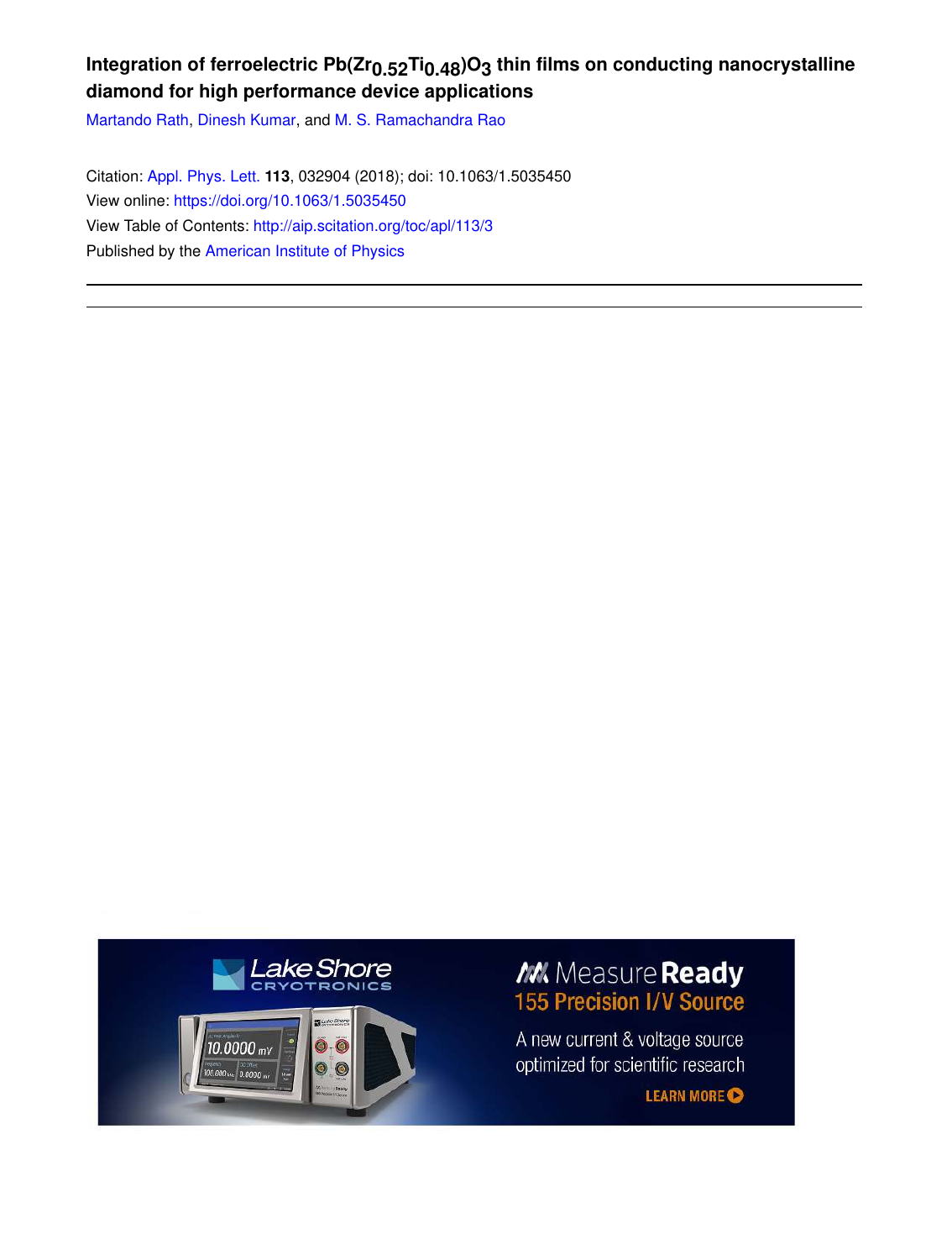# Integration of ferroelectric $Pb(Zr_{0.52}Ti_{0.48})O_3$ thin films on conducting nanocrystalline diamond for high performance device applications

Martando Rath, Dinesh Kumar, and M. S. Ramachandra Rao

Citation: Appl. Phys. Lett. **113**, 032904 (2018); doi: 10.1063/1.5035450

View online: https://doi.org/10.1063/1.5035450

View Table of Contents: http://aip.scitation.org/toc/apl/113/3

Published by the American Institute of Physics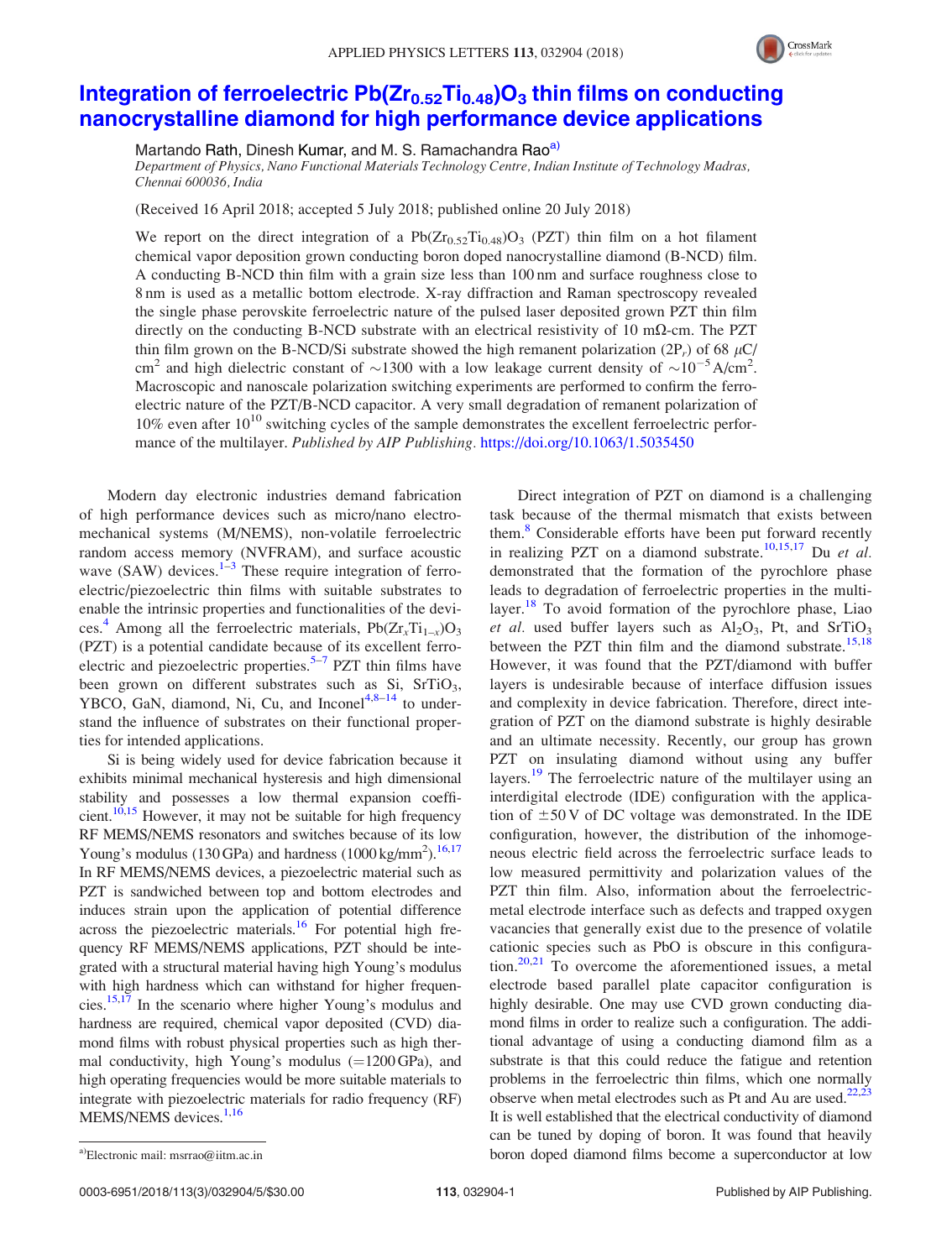# Integration of ferroelectric $Pb(Zr_{0.52}Ti_{0.48})O_3$ thin films on conducting nanocrystalline diamond for high performance device applications

Martando Rath, Dinesh Kumar, and M. S. Ramachandra Rao[a)]

*Department of Physics, Nano Functional Materials Technology Centre, Indian Institute of Technology Madras, Chennai 600036, India*

(Received 16 April 2018; accepted 5 July 2018; published online 20 July 2018)

We report on the direct integration of a $Pb(Zr_{0.52}Ti_{0.48})O_3$ (PZT) thin film on a hot filament chemical vapor deposition grown conducting boron doped nanocrystalline diamond (B-NCD) film. A conducting B-NCD thin film with a grain size less than 100 nm and surface roughness close to 8 nm is used as a metallic bottom electrode. X-ray diffraction and Raman spectroscopy revealed the single phase perovskite ferroelectric nature of the pulsed laser deposited grown PZT thin film directly on the conducting B-NCD substrate with an electrical resistivity of 10 m$\Omega$-cm. The PZT thin film grown on the B-NCD/Si substrate showed the high remanent polarization ($2P_r$) of 68 $\mu$C/cm$^2$ and high dielectric constant of $\sim$1300 with a low leakage current density of $\sim 10^{-5}$ A/cm$^2$. Macroscopic and nanoscale polarization switching experiments are performed to confirm the ferroelectric nature of the PZT/B-NCD capacitor. A very small degradation of remanent polarization of 10% even after $10^{10}$ switching cycles of the sample demonstrates the excellent ferroelectric performance of the multilayer. *Published by AIP Publishing.* https://doi.org/10.1063/1.5035450

Modern day electronic industries demand fabrication of high performance devices such as micro/nano electromechanical systems (M/NEMS), non-volatile ferroelectric random access memory (NVFRAM), and surface acoustic wave (SAW) devices.[1–3] These require integration of ferroelectric/piezoelectric thin films with suitable substrates to enable the intrinsic properties and functionalities of the devices.[4] Among all the ferroelectric materials, $Pb(Zr_xTi_{1-x})O_3$ (PZT) is a potential candidate because of its excellent ferroelectric and piezoelectric properties.[5–7] PZT thin films have been grown on different substrates such as Si, $SrTiO_3$, YBCO, GaN, diamond, Ni, Cu, and Inconel[4,8–14] to understand the influence of substrates on their functional properties for intended applications.

Si is being widely used for device fabrication because it exhibits minimal mechanical hysteresis and high dimensional stability and possesses a low thermal expansion coefficient.[10,15] However, it may not be suitable for high frequency RF MEMS/NEMS resonators and switches because of its low Young's modulus (130 GPa) and hardness (1000 kg/mm$^2$).[16,17] In RF MEMS/NEMS devices, a piezoelectric material such as PZT is sandwiched between top and bottom electrodes and induces strain upon the application of potential difference across the piezoelectric materials.[16] For potential high frequency RF MEMS/NEMS applications, PZT should be integrated with a structural material having high Young's modulus with high hardness which can withstand for higher frequencies.[15,17] In the scenario where higher Young's modulus and hardness are required, chemical vapor deposited (CVD) diamond films with robust physical properties such as high thermal conductivity, high Young's modulus (=1200 GPa), and high operating frequencies would be more suitable materials to integrate with piezoelectric materials for radio frequency (RF) MEMS/NEMS devices.[1,16]

Direct integration of PZT on diamond is a challenging task because of the thermal mismatch that exists between them.[8] Considerable efforts have been put forward recently in realizing PZT on a diamond substrate.[10,15,17] Du *et al.* demonstrated that the formation of the pyrochlore phase leads to degradation of ferroelectric properties in the multilayer.[18] To avoid formation of the pyrochlore phase, Liao *et al.* used buffer layers such as $Al_2O_3$, Pt, and $SrTiO_3$ between the PZT thin film and the diamond substrate.[15,18] However, it was found that the PZT/diamond with buffer layers is undesirable because of interface diffusion issues and complexity in device fabrication. Therefore, direct integration of PZT on the diamond substrate is highly desirable and an ultimate necessity. Recently, our group has grown PZT on insulating diamond without using any buffer layers.[19] The ferroelectric nature of the multilayer using an interdigital electrode (IDE) configuration with the application of $\pm$50 V of DC voltage was demonstrated. In the IDE configuration, however, the distribution of the inhomogeneous electric field across the ferroelectric surface leads to low measured permittivity and polarization values of the PZT thin film. Also, information about the ferroelectric-metal electrode interface such as defects and trapped oxygen vacancies that generally exist due to the presence of volatile cationic species such as PbO is obscure in this configuration.[20,21] To overcome the aforementioned issues, a metal electrode based parallel plate capacitor configuration is highly desirable. One may use CVD grown conducting diamond films in order to realize such a configuration. The additional advantage of using a conducting diamond film as a substrate is that this could reduce the fatigue and retention problems in the ferroelectric thin films, which one normally observe when metal electrodes such as Pt and Au are used.[22,23] It is well established that the electrical conductivity of diamond can be tuned by doping of boron. It was found that heavily boron doped diamond films become a superconductor at low

[a)]Electronic mail: msrrao@iitm.ac.in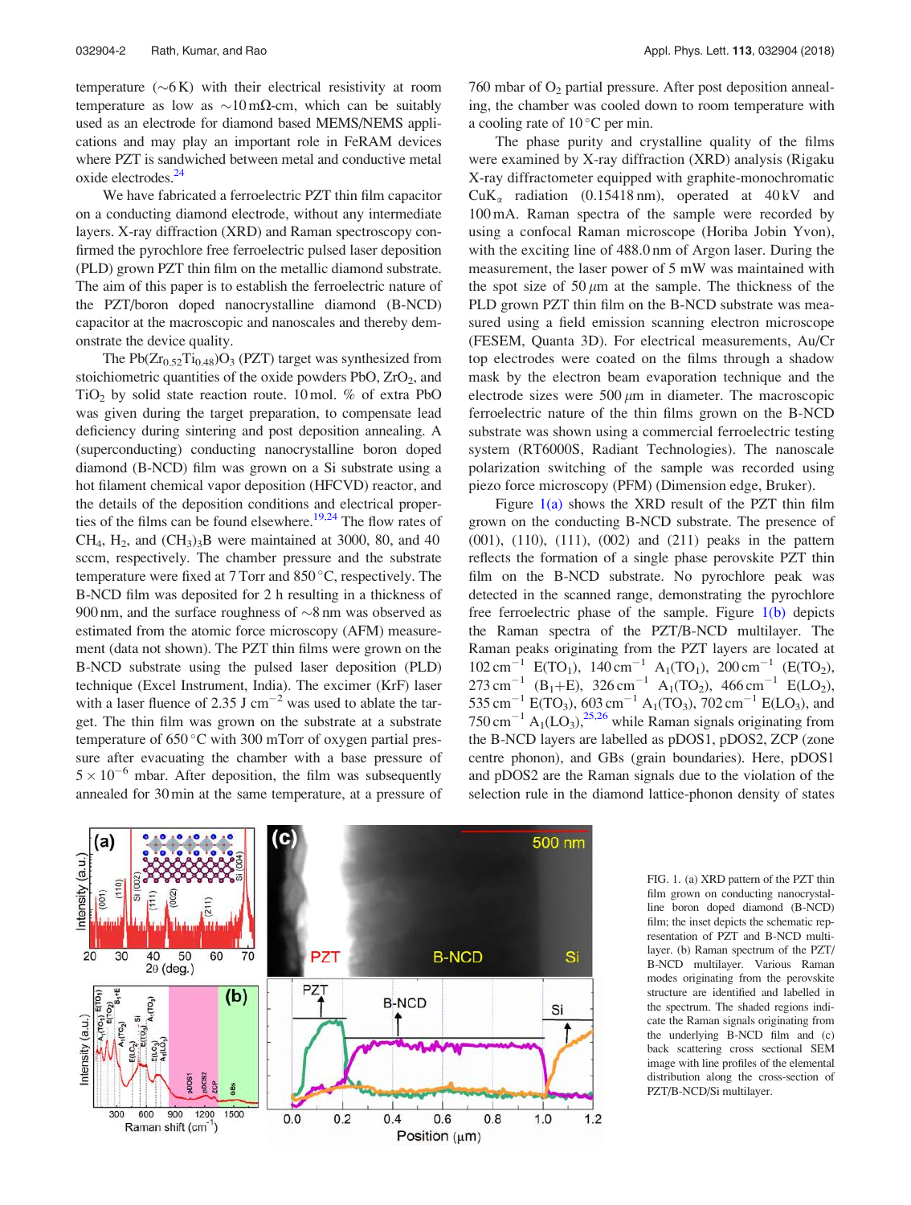temperature (∼6 K) with their electrical resistivity at room temperature as low as ∼10 mΩ-cm, which can be suitably used as an electrode for diamond based MEMS/NEMS applications and may play an important role in FeRAM devices where PZT is sandwiched between metal and conductive metal oxide electrodes.[24]

We have fabricated a ferroelectric PZT thin film capacitor on a conducting diamond electrode, without any intermediate layers. X-ray diffraction (XRD) and Raman spectroscopy confirmed the pyrochlore free ferroelectric pulsed laser deposition (PLD) grown PZT thin film on the metallic diamond substrate. The aim of this paper is to establish the ferroelectric nature of the PZT/boron doped nanocrystalline diamond (B-NCD) capacitor at the macroscopic and nanoscales and thereby demonstrate the device quality.

The $Pb(Zr_{0.52}Ti_{0.48})O_3$ (PZT) target was synthesized from stoichiometric quantities of the oxide powders PbO, $ZrO_2$, and $TiO_2$ by solid state reaction route. 10 mol. % of extra PbO was given during the target preparation, to compensate lead deficiency during sintering and post deposition annealing. A (superconducting) conducting nanocrystalline boron doped diamond (B-NCD) film was grown on a Si substrate using a hot filament chemical vapor deposition (HFCVD) reactor, and the details of the deposition conditions and electrical properties of the films can be found elsewhere.[19,24] The flow rates of $CH_4$, $H_2$, and $(CH_3)_3B$ were maintained at 3000, 80, and 40 sccm, respectively. The chamber pressure and the substrate temperature were fixed at 7 Torr and 850 °C, respectively. The B-NCD film was deposited for 2 h resulting in a thickness of 900 nm, and the surface roughness of ∼8 nm was observed as estimated from the atomic force microscopy (AFM) measurement (data not shown). The PZT thin films were grown on the B-NCD substrate using the pulsed laser deposition (PLD) technique (Excel Instrument, India). The excimer (KrF) laser with a laser fluence of 2.35 J $cm^{-2}$ was used to ablate the target. The thin film was grown on the substrate at a substrate temperature of 650 °C with 300 mTorr of oxygen partial pressure after evacuating the chamber with a base pressure of $5 \times 10^{-6}$ mbar. After deposition, the film was subsequently annealed for 30 min at the same temperature, at a pressure of 760 mbar of $O_2$ partial pressure. After post deposition annealing, the chamber was cooled down to room temperature with a cooling rate of 10 °C per min.

The phase purity and crystalline quality of the films were examined by X-ray diffraction (XRD) analysis (Rigaku X-ray diffractometer equipped with graphite-monochromatic CuK$_\alpha$ radiation (0.15418 nm), operated at 40 kV and 100 mA. Raman spectra of the sample were recorded by using a confocal Raman microscope (Horiba Jobin Yvon), with the exciting line of 488.0 nm of Argon laser. During the measurement, the laser power of 5 mW was maintained with the spot size of 50 μm at the sample. The thickness of the PLD grown PZT thin film on the B-NCD substrate was measured using a field emission scanning electron microscope (FESEM, Quanta 3D). For electrical measurements, Au/Cr top electrodes were coated on the films through a shadow mask by the electron beam evaporation technique and the electrode sizes were 500 μm in diameter. The macroscopic ferroelectric nature of the thin films grown on the B-NCD substrate was shown using a commercial ferroelectric testing system (RT6000S, Radiant Technologies). The nanoscale polarization switching of the sample was recorded using piezo force microscopy (PFM) (Dimension edge, Bruker).

Figure 1(a) shows the XRD result of the PZT thin film grown on the conducting B-NCD substrate. The presence of (001), (110), (111), (002) and (211) peaks in the pattern reflects the formation of a single phase perovskite PZT thin film on the B-NCD substrate. No pyrochlore peak was detected in the scanned range, demonstrating the pyrochlore free ferroelectric phase of the sample. Figure 1(b) depicts the Raman spectra of the PZT/B-NCD multilayer. The Raman peaks originating from the PZT layers are located at 102 $cm^{-1}$ E($TO_1$), 140 $cm^{-1}$ $A_1$($TO_1$), 200 $cm^{-1}$ (E($TO_2$), 273 $cm^{-1}$ ($B_1$+E), 326 $cm^{-1}$ $A_1$($TO_2$), 466 $cm^{-1}$ E($LO_2$), 535 $cm^{-1}$ E($TO_3$), 603 $cm^{-1}$ $A_1$($TO_3$), 702 $cm^{-1}$ E($LO_3$), and 750 $cm^{-1}$ $A_1$($LO_3$),[25,26] while Raman signals originating from the B-NCD layers are labelled as pDOS1, pDOS2, ZCP (zone centre phonon), and GBs (grain boundaries). Here, pDOS1 and pDOS2 are the Raman signals due to the violation of the selection rule in the diamond lattice-phonon density of states

FIG. 1. (a) XRD pattern of the PZT thin film grown on conducting nanocrystalline boron doped diamond (B-NCD) film; the inset depicts the schematic representation of PZT and B-NCD multilayer. (b) Raman spectrum of the PZT/B-NCD multilayer. Various Raman modes originating from the perovskite structure are identified and labelled in the spectrum. The shaded regions indicate the Raman signals originating from the underlying B-NCD film and (c) back scattering cross sectional SEM image with line profiles of the elemental distribution along the cross-section of PZT/B-NCD/Si multilayer.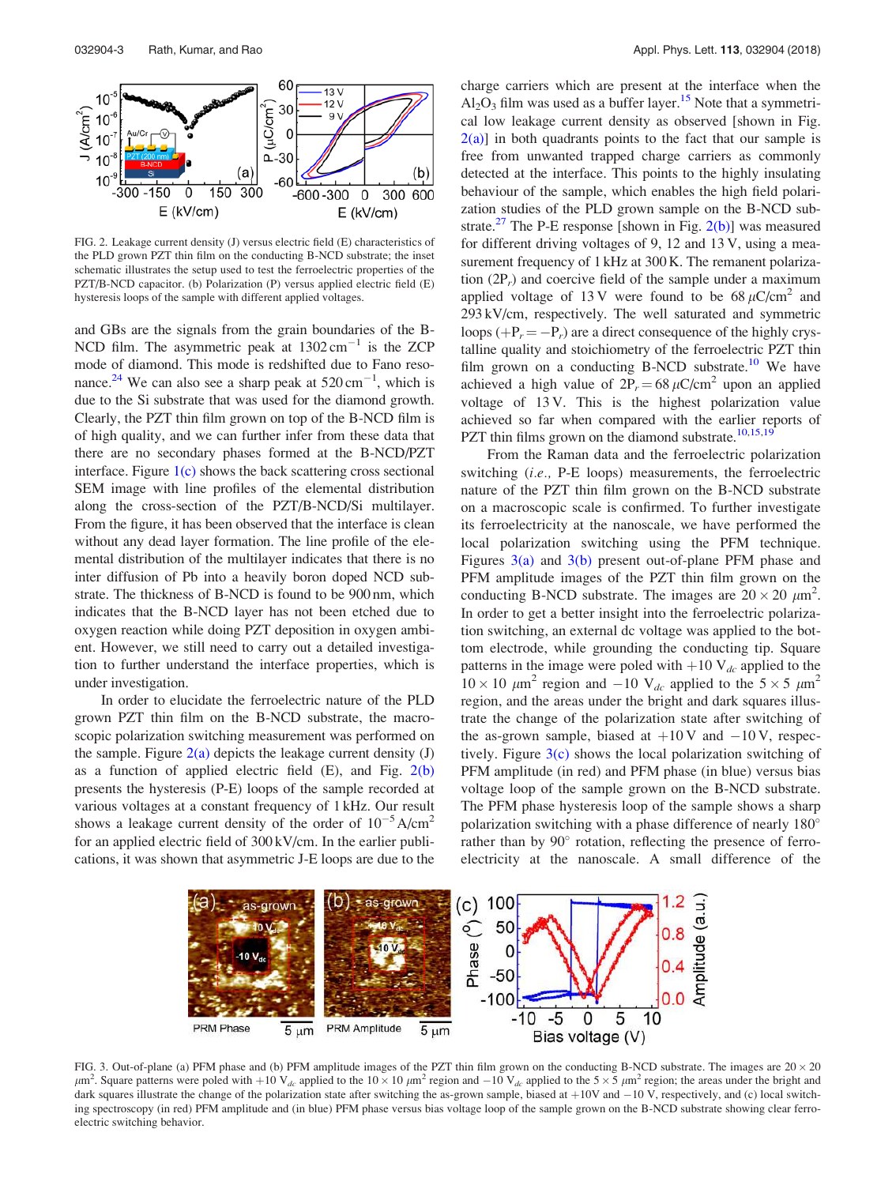FIG. 2. Leakage current density (J) versus electric field (E) characteristics of the PLD grown PZT thin film on the conducting B-NCD substrate; the inset schematic illustrates the setup used to test the ferroelectric properties of the PZT/B-NCD capacitor. (b) Polarization (P) versus applied electric field (E) hysteresis loops of the sample with different applied voltages.

and GBs are the signals from the grain boundaries of the B-NCD film. The asymmetric peak at $1302\,\text{cm}^{-1}$ is the ZCP mode of diamond. This mode is redshifted due to Fano resonance.[24] We can also see a sharp peak at $520\,\text{cm}^{-1}$, which is due to the Si substrate that was used for the diamond growth. Clearly, the PZT thin film grown on top of the B-NCD film is of high quality, and we can further infer from these data that there are no secondary phases formed at the B-NCD/PZT interface. Figure 1(c) shows the back scattering cross sectional SEM image with line profiles of the elemental distribution along the cross-section of the PZT/B-NCD/Si multilayer. From the figure, it has been observed that the interface is clean without any dead layer formation. The line profile of the elemental distribution of the multilayer indicates that there is no inter diffusion of Pb into a heavily boron doped NCD substrate. The thickness of B-NCD is found to be 900 nm, which indicates that the B-NCD layer has not been etched due to oxygen reaction while doing PZT deposition in oxygen ambient. However, we still need to carry out a detailed investigation to further understand the interface properties, which is under investigation.

In order to elucidate the ferroelectric nature of the PLD grown PZT thin film on the B-NCD substrate, the macroscopic polarization switching measurement was performed on the sample. Figure 2(a) depicts the leakage current density (J) as a function of applied electric field (E), and Fig. 2(b) presents the hysteresis (P-E) loops of the sample recorded at various voltages at a constant frequency of 1 kHz. Our result shows a leakage current density of the order of $10^{-5}\,\text{A/cm}^2$ for an applied electric field of 300 kV/cm. In the earlier publications, it was shown that asymmetric J-E loops are due to the charge carriers which are present at the interface when the $Al_2O_3$ film was used as a buffer layer.[15] Note that a symmetrical low leakage current density as observed [shown in Fig. 2(a)] in both quadrants points to the fact that our sample is free from unwanted trapped charge carriers as commonly detected at the interface. This points to the highly insulating behaviour of the sample, which enables the high field polarization studies of the PLD grown sample on the B-NCD substrate.[27] The P-E response [shown in Fig. 2(b)] was measured for different driving voltages of 9, 12 and 13 V, using a measurement frequency of 1 kHz at 300 K. The remanent polarization ($2P_r$) and coercive field of the sample under a maximum applied voltage of 13 V were found to be $68\,\mu\text{C/cm}^2$ and 293 kV/cm, respectively. The well saturated and symmetric loops ($+P_r = -P_r$) are a direct consequence of the highly crystalline quality and stoichiometry of the ferroelectric PZT thin film grown on a conducting B-NCD substrate.[10] We have achieved a high value of $2P_r = 68\,\mu\text{C/cm}^2$ upon an applied voltage of 13 V. This is the highest polarization value achieved so far when compared with the earlier reports of PZT thin films grown on the diamond substrate.[10,15,19]

From the Raman data and the ferroelectric polarization switching (*i.e.*, P-E loops) measurements, the ferroelectric nature of the PZT thin film grown on the B-NCD substrate on a macroscopic scale is confirmed. To further investigate its ferroelectricity at the nanoscale, we have performed the local polarization switching using the PFM technique. Figures 3(a) and 3(b) present out-of-plane PFM phase and PFM amplitude images of the PZT thin film grown on the conducting B-NCD substrate. The images are $20 \times 20\,\mu\text{m}^2$. In order to get a better insight into the ferroelectric polarization switching, an external dc voltage was applied to the bottom electrode, while grounding the conducting tip. Square patterns in the image were poled with $+10\,V_{dc}$ applied to the $10 \times 10\,\mu\text{m}^2$ region and $-10\,V_{dc}$ applied to the $5 \times 5\,\mu\text{m}^2$ region, and the areas under the bright and dark squares illustrate the change of the polarization state after switching the as-grown sample, biased at +10 V and −10 V, respectively. Figure 3(c) shows the local polarization switching of PFM amplitude (in red) and PFM phase (in blue) versus bias voltage loop of the sample grown on the B-NCD substrate. The PFM phase hysteresis loop of the sample shows a sharp polarization switching with a phase difference of nearly 180° rather than by 90° rotation, reflecting the presence of ferroelectricity at the nanoscale. A small difference of the

FIG. 3. Out-of-plane (a) PFM phase and (b) PFM amplitude images of the PZT thin film grown on the conducting B-NCD substrate. The images are $20 \times 20\,\mu\text{m}^2$. Square patterns were poled with $+10\,V_{dc}$ applied to the $10 \times 10\,\mu\text{m}^2$ region and $-10\,V_{dc}$ applied to the $5 \times 5\,\mu\text{m}^2$ region; the areas under the bright and dark squares illustrate the change of the polarization state after switching the as-grown sample, biased at +10 V and −10 V, respectively, and (c) local switching spectroscopy (in red) PFM amplitude and (in blue) PFM phase versus bias voltage loop of the sample grown on the B-NCD substrate showing clear ferroelectric switching behavior.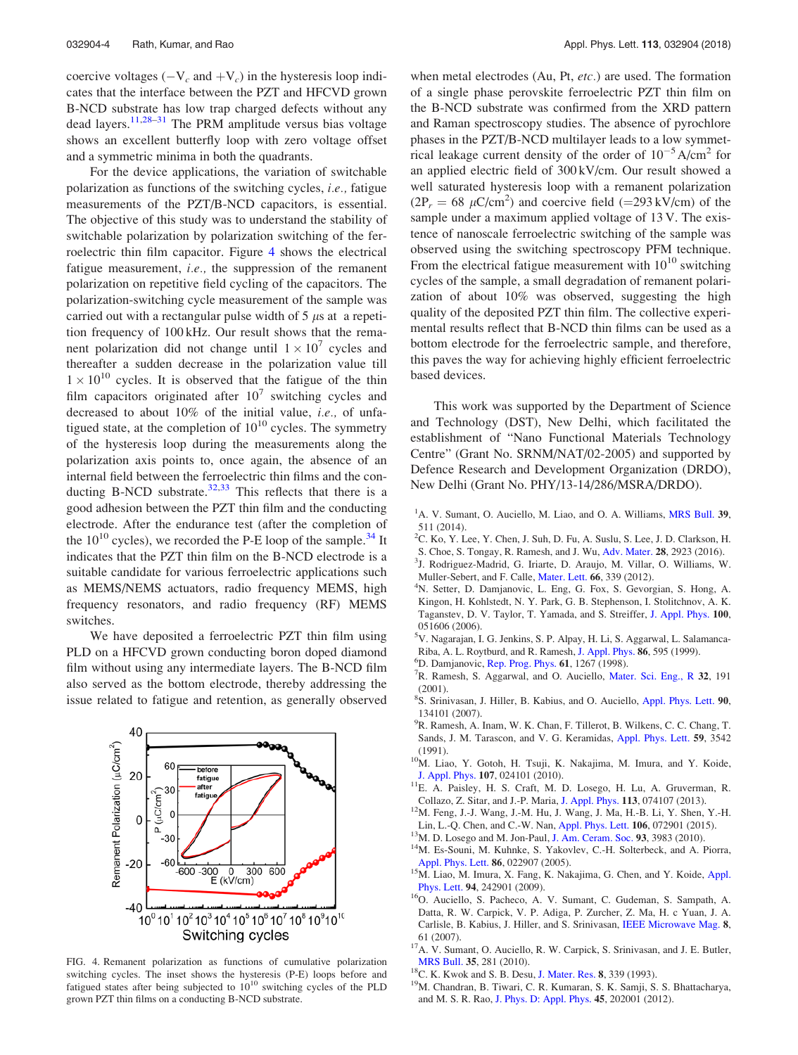coercive voltages ($-V_c$ and $+V_c$) in the hysteresis loop indicates that the interface between the PZT and HFCVD grown B-NCD substrate has low trap charged defects without any dead layers.[11,28–31] The PRM amplitude versus bias voltage shows an excellent butterfly loop with zero voltage offset and a symmetric minima in both the quadrants.

For the device applications, the variation of switchable polarization as functions of the switching cycles, *i.e.,* fatigue measurements of the PZT/B-NCD capacitors, is essential. The objective of this study was to understand the stability of switchable polarization by polarization switching of the ferroelectric thin film capacitor. Figure 4 shows the electrical fatigue measurement, *i.e.,* the suppression of the remanent polarization on repetitive field cycling of the capacitors. The polarization-switching cycle measurement of the sample was carried out with a rectangular pulse width of 5 $\mu$s at a repetition frequency of 100 kHz. Our result shows that the remanent polarization did not change until $1 \times 10^7$ cycles and thereafter a sudden decrease in the polarization value till $1 \times 10^{10}$ cycles. It is observed that the fatigue of the thin film capacitors originated after $10^7$ switching cycles and decreased to about 10% of the initial value, *i.e.,* of unfatigued state, at the completion of $10^{10}$ cycles. The symmetry of the hysteresis loop during the measurements along the polarization axis points to, once again, the absence of an internal field between the ferroelectric thin films and the conducting B-NCD substrate.[32,33] This reflects that there is a good adhesion between the PZT thin film and the conducting electrode. After the endurance test (after the completion of the $10^{10}$ cycles), we recorded the P-E loop of the sample.[34] It indicates that the PZT thin film on the B-NCD electrode is a suitable candidate for various ferroelectric applications such as MEMS/NEMS actuators, radio frequency MEMS, high frequency resonators, and radio frequency (RF) MEMS switches.

We have deposited a ferroelectric PZT thin film using PLD on a HFCVD grown conducting boron doped diamond film without using any intermediate layers. The B-NCD film also served as the bottom electrode, thereby addressing the issue related to fatigue and retention, as generally observed when metal electrodes (Au, Pt, *etc.*) are used. The formation of a single phase perovskite ferroelectric PZT thin film on the B-NCD substrate was confirmed from the XRD pattern and Raman spectroscopy studies. The absence of pyrochlore phases in the PZT/B-NCD multilayer leads to a low symmetrical leakage current density of the order of $10^{-5}$ A/cm$^2$ for an applied electric field of 300 kV/cm. Our result showed a well saturated hysteresis loop with a remanent polarization ($2P_r$ = 68 $\mu$C/cm$^2$) and coercive field (=293 kV/cm) of the sample under a maximum applied voltage of 13 V. The existence of nanoscale ferroelectric switching of the sample was observed using the switching spectroscopy PFM technique. From the electrical fatigue measurement with $10^{10}$ switching cycles of the sample, a small degradation of remanent polarization of about 10% was observed, suggesting the high quality of the deposited PZT thin film. The collective experimental results reflect that B-NCD thin films can be used as a bottom electrode for the ferroelectric sample, and therefore, this paves the way for achieving highly efficient ferroelectric based devices.

FIG. 4. Remanent polarization as functions of cumulative polarization switching cycles. The inset shows the hysteresis (P-E) loops before and fatigued states after being subjected to $10^{10}$ switching cycles of the PLD grown PZT thin films on a conducting B-NCD substrate.

This work was supported by the Department of Science and Technology (DST), New Delhi, which facilitated the establishment of "Nano Functional Materials Technology Centre" (Grant No. SRNM/NAT/02-2005) and supported by Defence Research and Development Organization (DRDO), New Delhi (Grant No. PHY/13-14/286/MSRA/DRDO).

[1] A. V. Sumant, O. Auciello, M. Liao, and O. A. Williams, MRS Bull. **39**, 511 (2014).
[2] C. Ko, Y. Lee, Y. Chen, J. Suh, D. Fu, A. Suslu, S. Lee, J. D. Clarkson, H. S. Choe, S. Tongay, R. Ramesh, and J. Wu, Adv. Mater. **28**, 2923 (2016).
[3] J. Rodriguez-Madrid, G. Iriarte, D. Araujo, M. Villar, O. Williams, W. Muller-Sebert, and F. Calle, Mater. Lett. **66**, 339 (2012).
[4] N. Setter, D. Damjanovic, L. Eng, G. Fox, S. Gevorgian, S. Hong, A. Kingon, H. Kohlstedt, N. Y. Park, G. B. Stephenson, I. Stolitchnov, A. K. Taganstev, D. V. Taylor, T. Yamada, and S. Streiffer, J. Appl. Phys. **100**, 051606 (2006).
[5] V. Nagarajan, I. G. Jenkins, S. P. Alpay, H. Li, S. Aggarwal, L. Salamanca-Riba, A. L. Roytburd, and R. Ramesh, J. Appl. Phys. **86**, 595 (1999).
[6] D. Damjanovic, Rep. Prog. Phys. **61**, 1267 (1998).
[7] R. Ramesh, S. Aggarwal, and O. Auciello, Mater. Sci. Eng., R **32**, 191 (2001).
[8] S. Srinivasan, J. Hiller, B. Kabius, and O. Auciello, Appl. Phys. Lett. **90**, 134101 (2007).
[9] R. Ramesh, A. Inam, W. K. Chan, F. Tillerot, B. Wilkens, C. C. Chang, T. Sands, J. M. Tarascon, and V. G. Keramidas, Appl. Phys. Lett. **59**, 3542 (1991).
[10] M. Liao, Y. Gotoh, H. Tsuji, K. Nakajima, M. Imura, and Y. Koide, J. Appl. Phys. **107**, 024101 (2010).
[11] E. A. Paisley, H. S. Craft, M. D. Losego, H. Lu, A. Gruverman, R. Collazo, Z. Sitar, and J.-P. Maria, J. Appl. Phys. **113**, 074107 (2013).
[12] M. Feng, J.-J. Wang, J.-M. Hu, J. Wang, J. Ma, H.-B. Li, Y. Shen, Y.-H. Lin, L.-Q. Chen, and C.-W. Nan, Appl. Phys. Lett. **106**, 072901 (2015).
[13] M. D. Losego and M. Jon-Paul, J. Am. Ceram. Soc. **93**, 3983 (2010).
[14] M. Es-Souni, M. Kuhnke, S. Yakovlev, C.-H. Solterbeck, and A. Piorra, Appl. Phys. Lett. **86**, 022907 (2005).
[15] M. Liao, M. Imura, X. Fang, K. Nakajima, G. Chen, and Y. Koide, Appl. Phys. Lett. **94**, 242901 (2009).
[16] O. Auciello, S. Pacheco, A. V. Sumant, C. Gudeman, S. Sampath, A. Datta, R. W. Carpick, V. P. Adiga, P. Zurcher, Z. Ma, H. c Yuan, J. A. Carlisle, B. Kabius, J. Hiller, and S. Srinivasan, IEEE Microwave Mag. **8**, 61 (2007).
[17] A. V. Sumant, O. Auciello, R. W. Carpick, S. Srinivasan, and J. E. Butler, MRS Bull. **35**, 281 (2010).
[18] C. K. Kwok and S. B. Desu, J. Mater. Res. **8**, 339 (1993).
[19] M. Chandran, B. Tiwari, C. R. Kumaran, S. K. Samji, S. S. Bhattacharya, and M. S. R. Rao, J. Phys. D: Appl. Phys. **45**, 202001 (2012).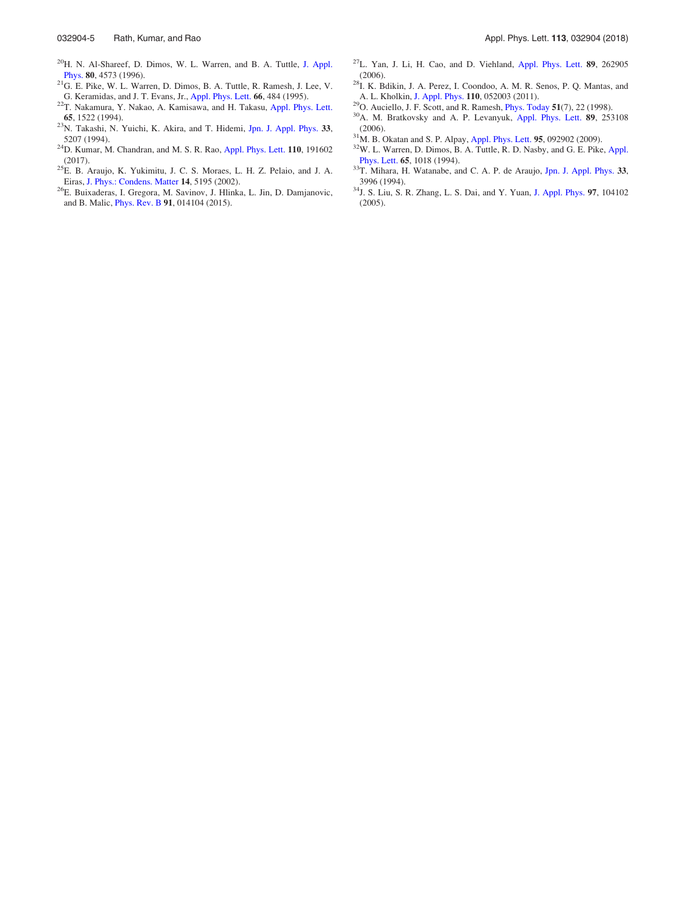[20] H. N. Al-Shareef, D. Dimos, W. L. Warren, and B. A. Tuttle, J. Appl. Phys. **80**, 4573 (1996).

[21] G. E. Pike, W. L. Warren, D. Dimos, B. A. Tuttle, R. Ramesh, J. Lee, V. G. Keramidas, and J. T. Evans, Jr., Appl. Phys. Lett. **66**, 484 (1995).

[22] T. Nakamura, Y. Nakao, A. Kamisawa, and H. Takasu, Appl. Phys. Lett. **65**, 1522 (1994).

[23] N. Takashi, N. Yuichi, K. Akira, and T. Hidemi, Jpn. J. Appl. Phys. **33**, 5207 (1994).

[24] D. Kumar, M. Chandran, and M. S. R. Rao, Appl. Phys. Lett. **110**, 191602 (2017).

[25] E. B. Araujo, K. Yukimitu, J. C. S. Moraes, L. H. Z. Pelaio, and J. A. Eiras, J. Phys.: Condens. Matter **14**, 5195 (2002).

[26] E. Buixaderas, I. Gregora, M. Savinov, J. Hlinka, L. Jin, D. Damjanovic, and B. Malic, Phys. Rev. B **91**, 014104 (2015).

[27] L. Yan, J. Li, H. Cao, and D. Viehland, Appl. Phys. Lett. **89**, 262905 (2006).

[28] I. K. Bdikin, J. A. Perez, I. Coondoo, A. M. R. Senos, P. Q. Mantas, and A. L. Kholkin, J. Appl. Phys. **110**, 052003 (2011).

[29] O. Auciello, J. F. Scott, and R. Ramesh, Phys. Today **51**(7), 22 (1998).

[30] A. M. Bratkovsky and A. P. Levanyuk, Appl. Phys. Lett. **89**, 253108 (2006).

[31] M. B. Okatan and S. P. Alpay, Appl. Phys. Lett. **95**, 092902 (2009).

[32] W. L. Warren, D. Dimos, B. A. Tuttle, R. D. Nasby, and G. E. Pike, Appl. Phys. Lett. **65**, 1018 (1994).

[33] T. Mihara, H. Watanabe, and C. A. P. de Araujo, Jpn. J. Appl. Phys. **33**, 3996 (1994).

[34] J. S. Liu, S. R. Zhang, L. S. Dai, and Y. Yuan, J. Appl. Phys. **97**, 104102 (2005).